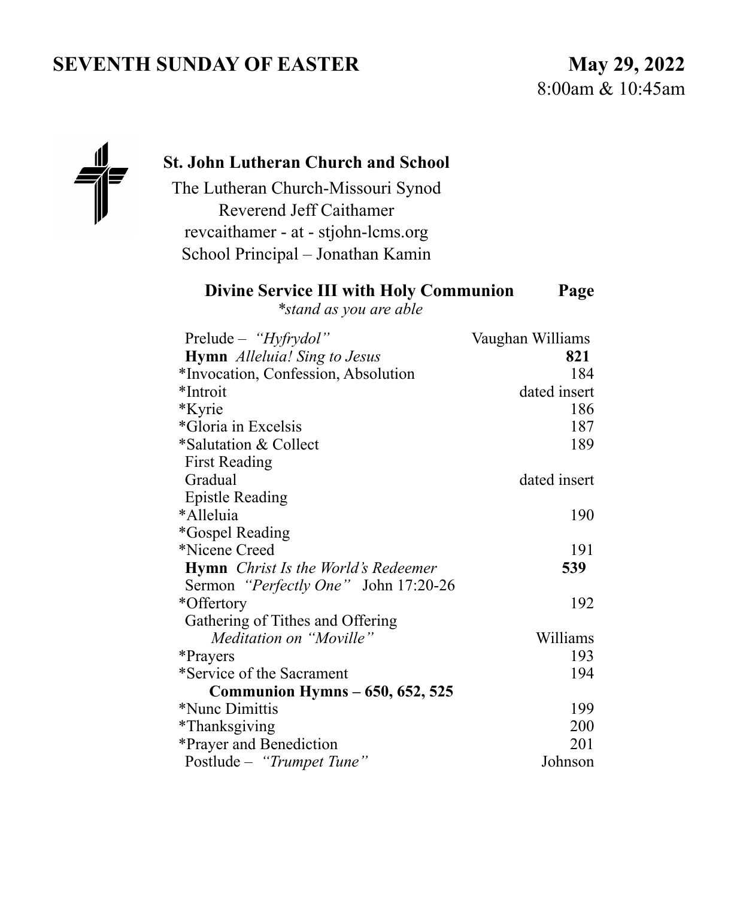# SEVENTH SUNDAY OF EASTER

**May 29, 2022**
8:00am & 10:45am

**St. John Lutheran Church and School**

The Lutheran Church-Missouri Synod
Reverend Jeff Caithamer
revcaithamer - at - stjohn-lcms.org
School Principal – Jonathan Kamin

| **Divine Service III with Holy Communion** *\*stand as you are able* | **Page** |
|---|---|
| Prelude – *"Hyfrydol"* | Vaughan Williams |
| **Hymn** *Alleluia! Sing to Jesus* | **821** |
| *Invocation, Confession, Absolution | 184 |
| *Introit | dated insert |
| *Kyrie | 186 |
| *Gloria in Excelsis | 187 |
| *Salutation & Collect | 189 |
| First Reading | |
| Gradual | dated insert |
| Epistle Reading | |
| *Alleluia | 190 |
| *Gospel Reading | |
| *Nicene Creed | 191 |
| **Hymn** *Christ Is the World's Redeemer* | **539** |
| Sermon *"Perfectly One"* John 17:20-26 | |
| *Offertory | 192 |
| Gathering of Tithes and Offering | |
| *Meditation on "Moville"* | Williams |
| *Prayers | 193 |
| *Service of the Sacrament | 194 |
| **Communion Hymns – 650, 652, 525** | |
| *Nunc Dimittis | 199 |
| *Thanksgiving | 200 |
| *Prayer and Benediction | 201 |
| Postlude – *"Trumpet Tune"* | Johnson |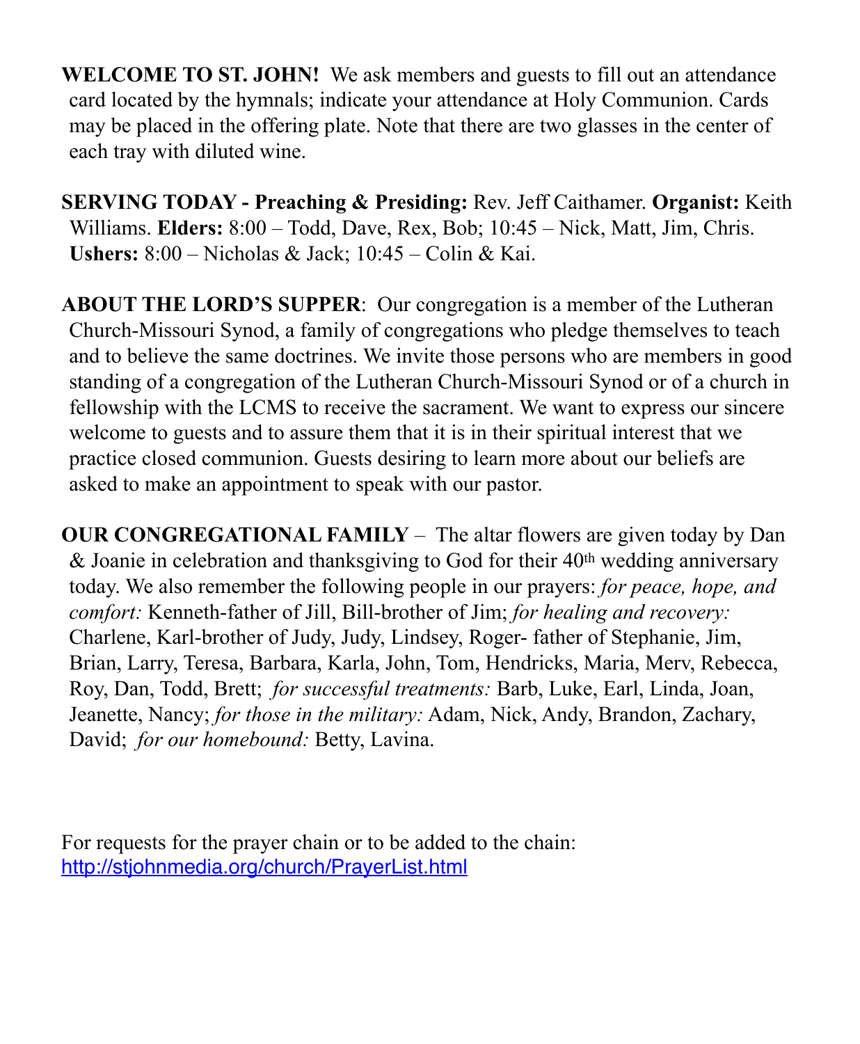**WELCOME TO ST. JOHN!** We ask members and guests to fill out an attendance card located by the hymnals; indicate your attendance at Holy Communion. Cards may be placed in the offering plate. Note that there are two glasses in the center of each tray with diluted wine.

**SERVING TODAY - Preaching & Presiding:** Rev. Jeff Caithamer. **Organist:** Keith Williams. **Elders:** 8:00 – Todd, Dave, Rex, Bob; 10:45 – Nick, Matt, Jim, Chris. **Ushers:** 8:00 – Nicholas & Jack; 10:45 – Colin & Kai.

**ABOUT THE LORD'S SUPPER**: Our congregation is a member of the Lutheran Church-Missouri Synod, a family of congregations who pledge themselves to teach and to believe the same doctrines. We invite those persons who are members in good standing of a congregation of the Lutheran Church-Missouri Synod or of a church in fellowship with the LCMS to receive the sacrament. We want to express our sincere welcome to guests and to assure them that it is in their spiritual interest that we practice closed communion. Guests desiring to learn more about our beliefs are asked to make an appointment to speak with our pastor.

**OUR CONGREGATIONAL FAMILY** – The altar flowers are given today by Dan & Joanie in celebration and thanksgiving to God for their 40th wedding anniversary today. We also remember the following people in our prayers: *for peace, hope, and comfort:* Kenneth-father of Jill, Bill-brother of Jim; *for healing and recovery:* Charlene, Karl-brother of Judy, Judy, Lindsey, Roger- father of Stephanie, Jim, Brian, Larry, Teresa, Barbara, Karla, John, Tom, Hendricks, Maria, Merv, Rebecca, Roy, Dan, Todd, Brett; *for successful treatments:* Barb, Luke, Earl, Linda, Joan, Jeanette, Nancy; *for those in the military:* Adam, Nick, Andy, Brandon, Zachary, David; *for our homebound:* Betty, Lavina.

For requests for the prayer chain or to be added to the chain:
http://stjohnmedia.org/church/PrayerList.html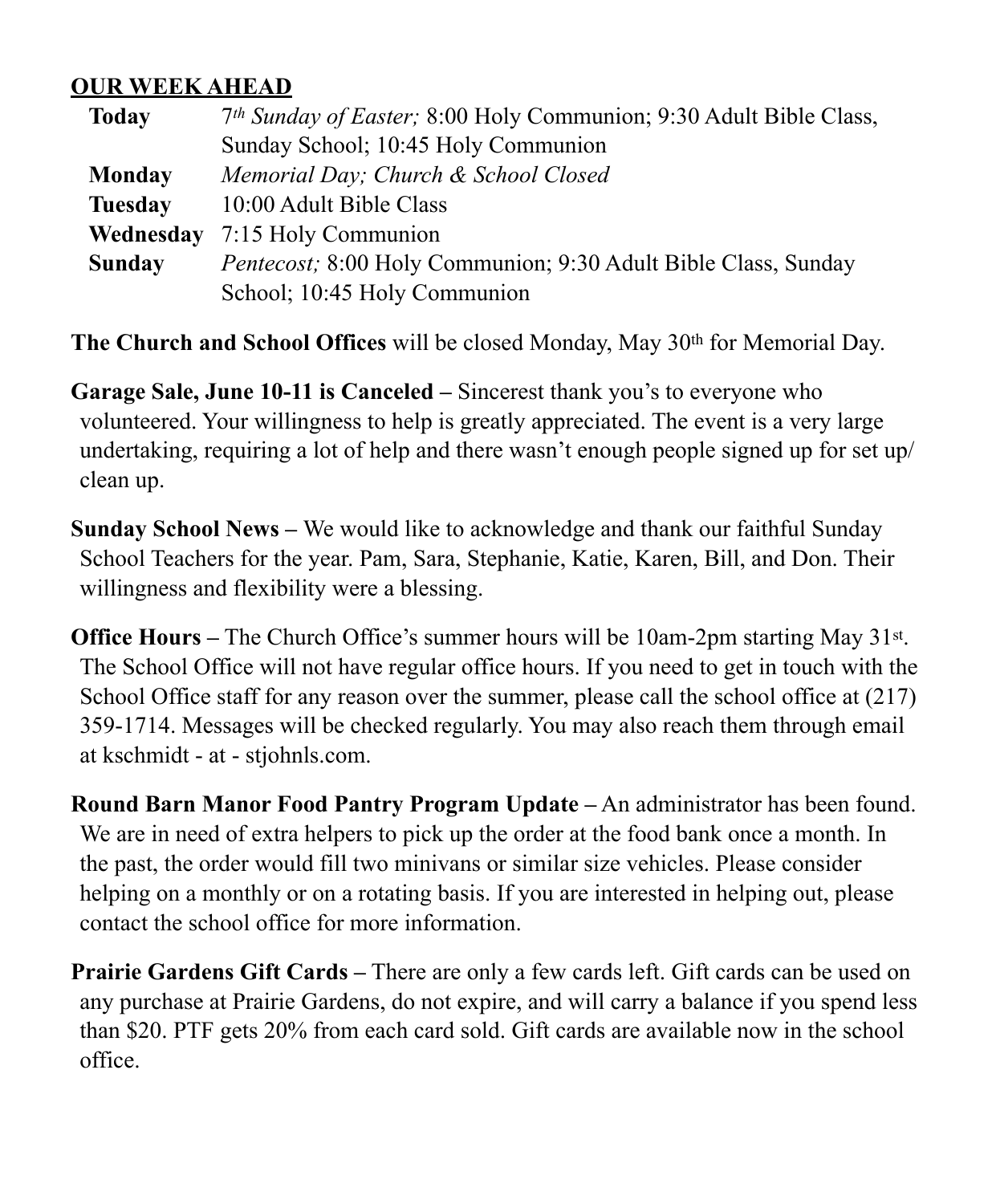## OUR WEEK AHEAD

| | |
|---|---|
| **Today** | *7th Sunday of Easter;* 8:00 Holy Communion; 9:30 Adult Bible Class, Sunday School; 10:45 Holy Communion |
| **Monday** | *Memorial Day; Church & School Closed* |
| **Tuesday** | 10:00 Adult Bible Class |
| **Wednesday** | 7:15 Holy Communion |
| **Sunday** | *Pentecost;* 8:00 Holy Communion; 9:30 Adult Bible Class, Sunday School; 10:45 Holy Communion |

**The Church and School Offices** will be closed Monday, May 30th for Memorial Day.

**Garage Sale, June 10-11 is Canceled –** Sincerest thank you's to everyone who volunteered. Your willingness to help is greatly appreciated. The event is a very large undertaking, requiring a lot of help and there wasn't enough people signed up for set up/ clean up.

**Sunday School News –** We would like to acknowledge and thank our faithful Sunday School Teachers for the year. Pam, Sara, Stephanie, Katie, Karen, Bill, and Don. Their willingness and flexibility were a blessing.

**Office Hours –** The Church Office's summer hours will be 10am-2pm starting May 31st. The School Office will not have regular office hours. If you need to get in touch with the School Office staff for any reason over the summer, please call the school office at (217) 359-1714. Messages will be checked regularly. You may also reach them through email at kschmidt - at - stjohnls.com.

**Round Barn Manor Food Pantry Program Update –** An administrator has been found. We are in need of extra helpers to pick up the order at the food bank once a month. In the past, the order would fill two minivans or similar size vehicles. Please consider helping on a monthly or on a rotating basis. If you are interested in helping out, please contact the school office for more information.

**Prairie Gardens Gift Cards –** There are only a few cards left. Gift cards can be used on any purchase at Prairie Gardens, do not expire, and will carry a balance if you spend less than $20. PTF gets 20% from each card sold. Gift cards are available now in the school office.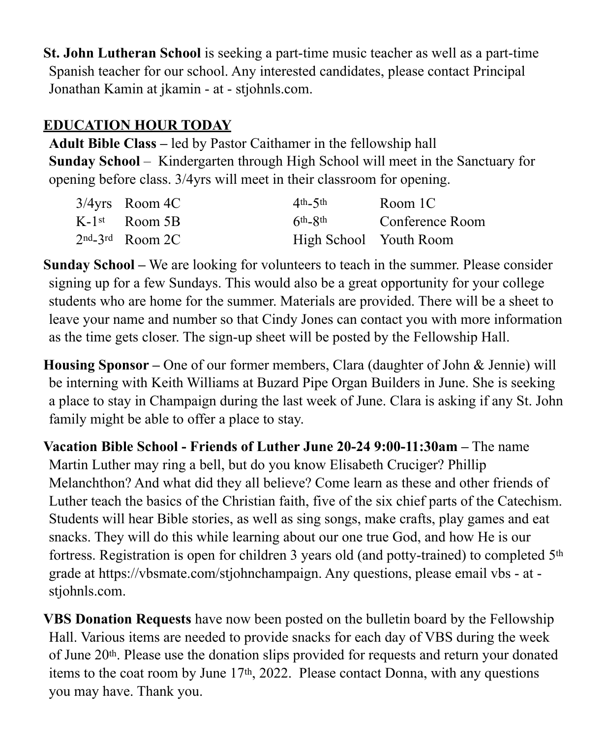**St. John Lutheran School** is seeking a part-time music teacher as well as a part-time Spanish teacher for our school. Any interested candidates, please contact Principal Jonathan Kamin at jkamin - at - stjohnls.com.

## EDUCATION HOUR TODAY

**Adult Bible Class –** led by Pastor Caithamer in the fellowship hall

**Sunday School** – Kindergarten through High School will meet in the Sanctuary for opening before class. 3/4yrs will meet in their classroom for opening.

| | | | |
|---|---|---|---|
| 3/4yrs | Room 4C | 4th-5th | Room 1C |
| K-1st | Room 5B | 6th-8th | Conference Room |
| 2nd-3rd | Room 2C | High School | Youth Room |

**Sunday School –** We are looking for volunteers to teach in the summer. Please consider signing up for a few Sundays. This would also be a great opportunity for your college students who are home for the summer. Materials are provided. There will be a sheet to leave your name and number so that Cindy Jones can contact you with more information as the time gets closer. The sign-up sheet will be posted by the Fellowship Hall.

**Housing Sponsor –** One of our former members, Clara (daughter of John & Jennie) will be interning with Keith Williams at Buzard Pipe Organ Builders in June. She is seeking a place to stay in Champaign during the last week of June. Clara is asking if any St. John family might be able to offer a place to stay.

**Vacation Bible School - Friends of Luther June 20-24 9:00-11:30am –** The name Martin Luther may ring a bell, but do you know Elisabeth Cruciger? Phillip Melanchthon? And what did they all believe? Come learn as these and other friends of Luther teach the basics of the Christian faith, five of the six chief parts of the Catechism. Students will hear Bible stories, as well as sing songs, make crafts, play games and eat snacks. They will do this while learning about our one true God, and how He is our fortress. Registration is open for children 3 years old (and potty-trained) to completed 5th grade at https://vbsmate.com/stjohnchampaign. Any questions, please email vbs - at - stjohnls.com.

**VBS Donation Requests** have now been posted on the bulletin board by the Fellowship Hall. Various items are needed to provide snacks for each day of VBS during the week of June 20th. Please use the donation slips provided for requests and return your donated items to the coat room by June 17th, 2022. Please contact Donna, with any questions you may have. Thank you.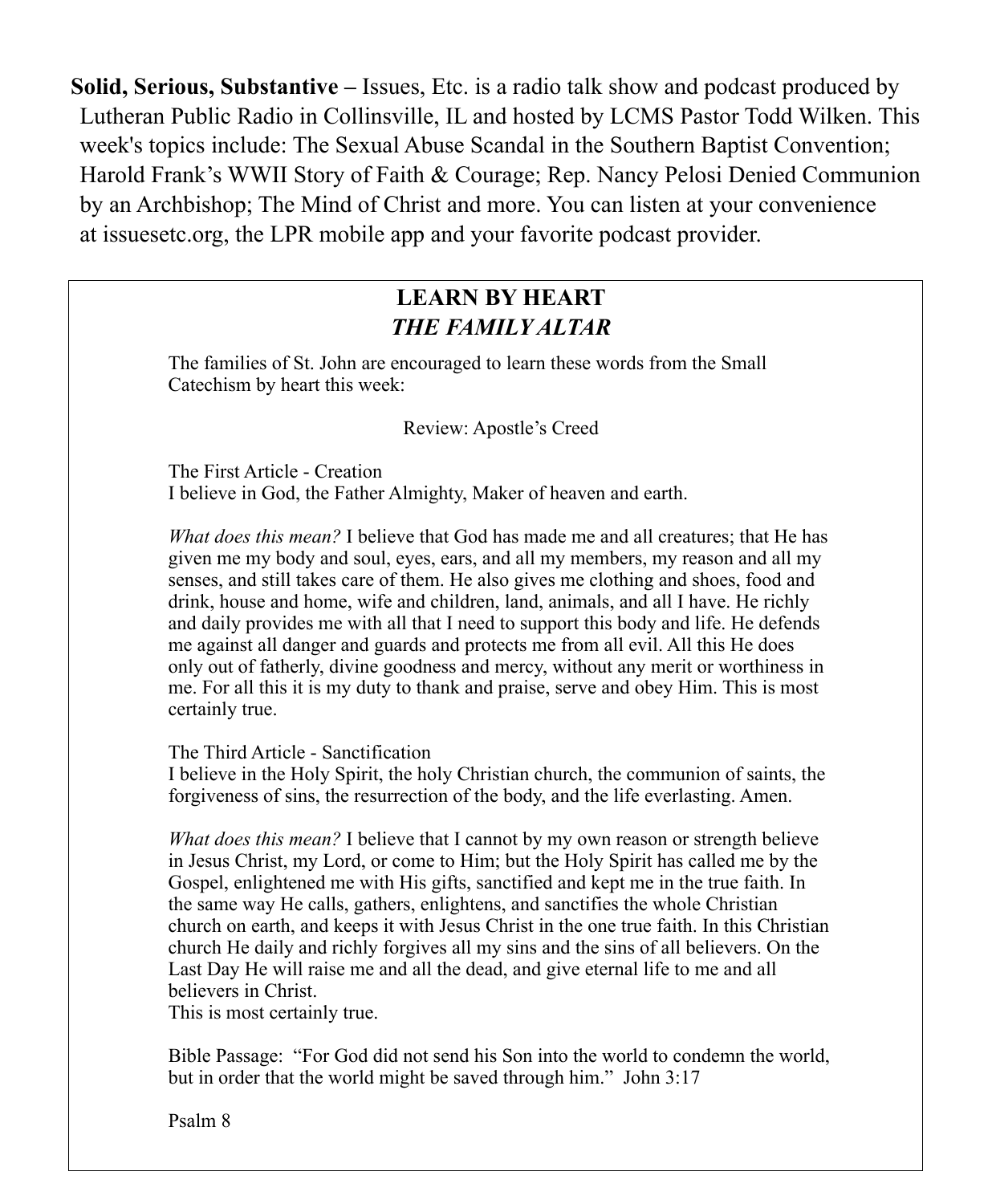**Solid, Serious, Substantive –** Issues, Etc. is a radio talk show and podcast produced by Lutheran Public Radio in Collinsville, IL and hosted by LCMS Pastor Todd Wilken. This week's topics include: The Sexual Abuse Scandal in the Southern Baptist Convention; Harold Frank's WWII Story of Faith & Courage; Rep. Nancy Pelosi Denied Communion by an Archbishop; The Mind of Christ and more. You can listen at your convenience at issuesetc.org, the LPR mobile app and your favorite podcast provider.

## LEARN BY HEART

### *THE FAMILY ALTAR*

The families of St. John are encouraged to learn these words from the Small Catechism by heart this week:

Review: Apostle's Creed

The First Article - Creation
I believe in God, the Father Almighty, Maker of heaven and earth.

*What does this mean?* I believe that God has made me and all creatures; that He has given me my body and soul, eyes, ears, and all my members, my reason and all my senses, and still takes care of them. He also gives me clothing and shoes, food and drink, house and home, wife and children, land, animals, and all I have. He richly and daily provides me with all that I need to support this body and life. He defends me against all danger and guards and protects me from all evil. All this He does only out of fatherly, divine goodness and mercy, without any merit or worthiness in me. For all this it is my duty to thank and praise, serve and obey Him. This is most certainly true.

The Third Article - Sanctification
I believe in the Holy Spirit, the holy Christian church, the communion of saints, the forgiveness of sins, the resurrection of the body, and the life everlasting. Amen.

*What does this mean?* I believe that I cannot by my own reason or strength believe in Jesus Christ, my Lord, or come to Him; but the Holy Spirit has called me by the Gospel, enlightened me with His gifts, sanctified and kept me in the true faith. In the same way He calls, gathers, enlightens, and sanctifies the whole Christian church on earth, and keeps it with Jesus Christ in the one true faith. In this Christian church He daily and richly forgives all my sins and the sins of all believers. On the Last Day He will raise me and all the dead, and give eternal life to me and all believers in Christ.
This is most certainly true.

Bible Passage: "For God did not send his Son into the world to condemn the world, but in order that the world might be saved through him." John 3:17

Psalm 8